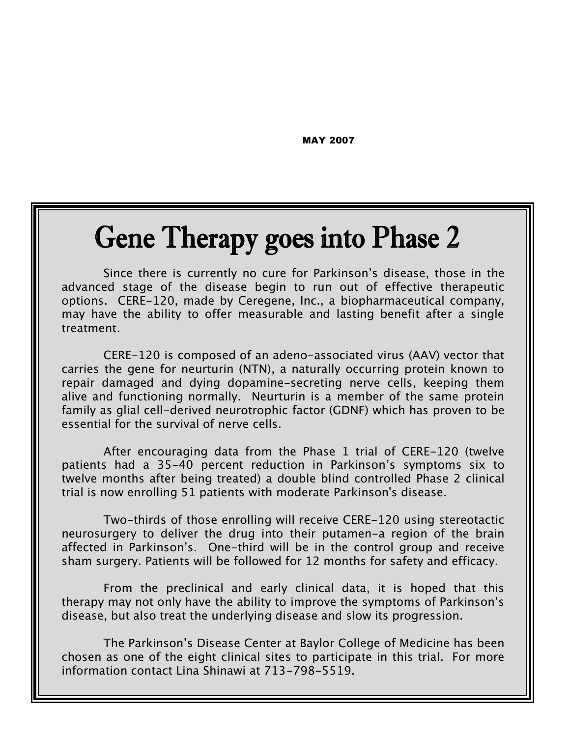**MAY 2007**

# Gene Therapy goes into Phase 2

Since there is currently no cure for Parkinson's disease, those in the advanced stage of the disease begin to run out of effective therapeutic options. CERE-120, made by Ceregene, Inc., a biopharmaceutical company, may have the ability to offer measurable and lasting benefit after a single treatment.

CERE-120 is composed of an adeno-associated virus (AAV) vector that carries the gene for neurturin (NTN), a naturally occurring protein known to repair damaged and dying dopamine-secreting nerve cells, keeping them alive and functioning normally. Neurturin is a member of the same protein family as glial cell-derived neurotrophic factor (GDNF) which has proven to be essential for the survival of nerve cells.

After encouraging data from the Phase 1 trial of CERE-120 (twelve patients had a 35-40 percent reduction in Parkinson's symptoms six to twelve months after being treated) a double blind controlled Phase 2 clinical trial is now enrolling 51 patients with moderate Parkinson's disease.

Two-thirds of those enrolling will receive CERE-120 using stereotactic neurosurgery to deliver the drug into their putamen-a region of the brain affected in Parkinson's. One-third will be in the control group and receive sham surgery. Patients will be followed for 12 months for safety and efficacy.

From the preclinical and early clinical data, it is hoped that this therapy may not only have the ability to improve the symptoms of Parkinson's disease, but also treat the underlying disease and slow its progression.

The Parkinson's Disease Center at Baylor College of Medicine has been chosen as one of the eight clinical sites to participate in this trial. For more information contact Lina Shinawi at 713-798-5519.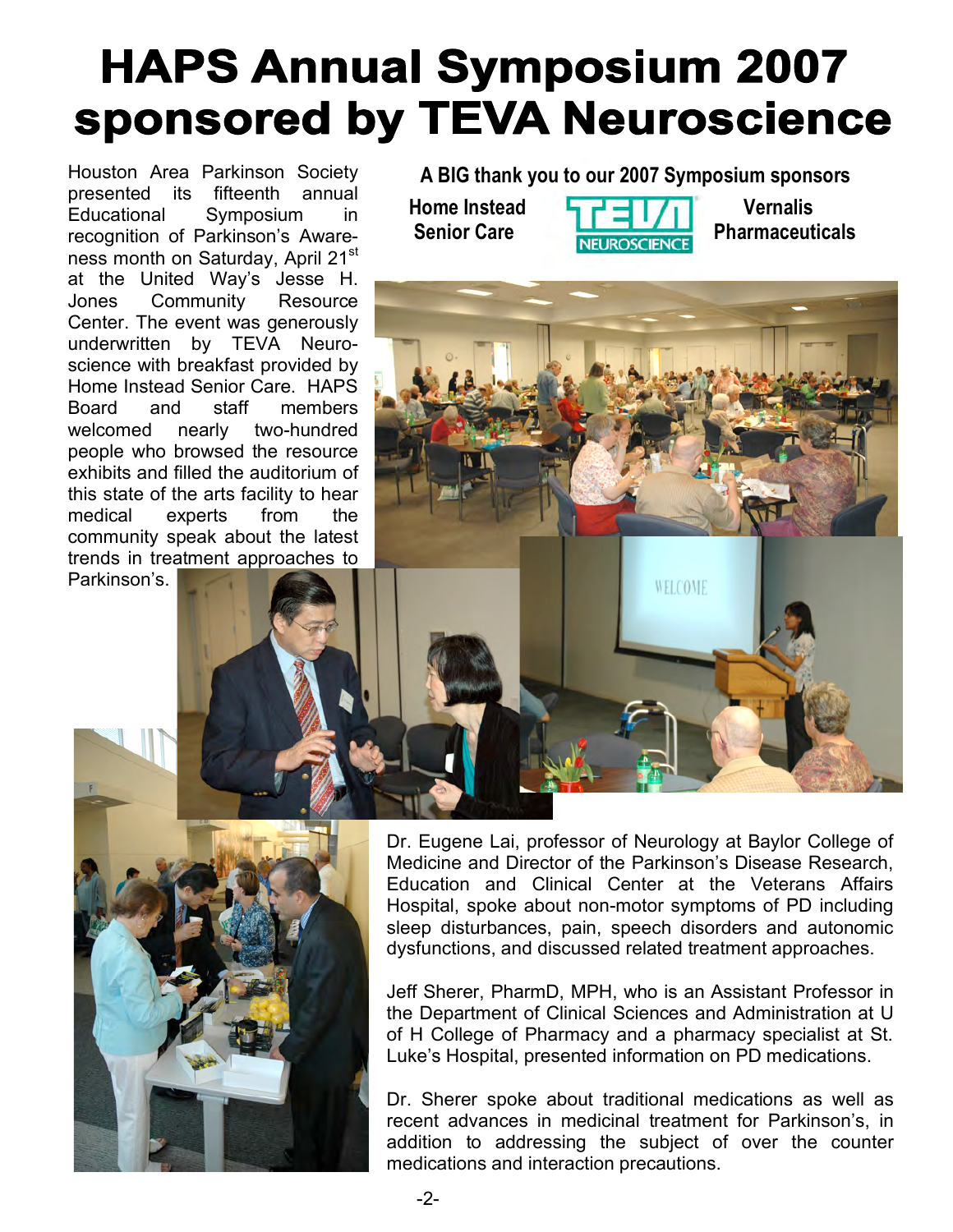# HAPS Annual Symposium 2007 sponsored by TEVA Neuroscience

Houston Area Parkinson Society presented its fifteenth annual Educational Symposium in recognition of Parkinson's Awareness month on Saturday, April 21st at the United Way's Jesse H. Jones Community Resource Center. The event was generously underwritten by TEVA Neuroscience with breakfast provided by Home Instead Senior Care. HAPS Board and staff members welcomed nearly two-hundred people who browsed the resource exhibits and filled the auditorium of this state of the arts facility to hear medical experts from the community speak about the latest trends in treatment approaches to Parkinson's.

**A BIG thank you to our 2007 Symposium sponsors**

**Home Instead Senior Care** | **TEVA NEUROSCIENCE** | **Vernalis Pharmaceuticals**

Dr. Eugene Lai, professor of Neurology at Baylor College of Medicine and Director of the Parkinson's Disease Research, Education and Clinical Center at the Veterans Affairs Hospital, spoke about non-motor symptoms of PD including sleep disturbances, pain, speech disorders and autonomic dysfunctions, and discussed related treatment approaches.

Jeff Sherer, PharmD, MPH, who is an Assistant Professor in the Department of Clinical Sciences and Administration at U of H College of Pharmacy and a pharmacy specialist at St. Luke's Hospital, presented information on PD medications.

Dr. Sherer spoke about traditional medications as well as recent advances in medicinal treatment for Parkinson's, in addition to addressing the subject of over the counter medications and interaction precautions.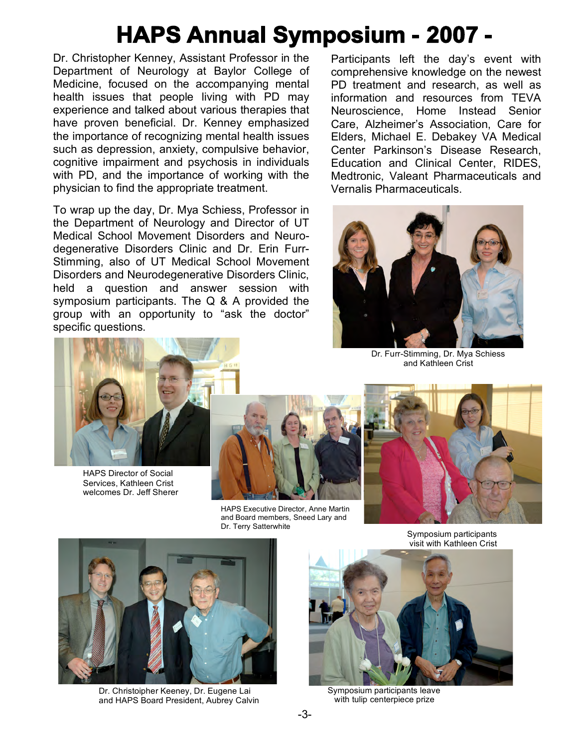# HAPS Annual Symposium - 2007 -

Dr. Christopher Kenney, Assistant Professor in the Department of Neurology at Baylor College of Medicine, focused on the accompanying mental health issues that people living with PD may experience and talked about various therapies that have proven beneficial. Dr. Kenney emphasized the importance of recognizing mental health issues such as depression, anxiety, compulsive behavior, cognitive impairment and psychosis in individuals with PD, and the importance of working with the physician to find the appropriate treatment.

To wrap up the day, Dr. Mya Schiess, Professor in the Department of Neurology and Director of UT Medical School Movement Disorders and Neuro-degenerative Disorders Clinic and Dr. Erin Furr-Stimming, also of UT Medical School Movement Disorders and Neurodegenerative Disorders Clinic, held a question and answer session with symposium participants. The Q & A provided the group with an opportunity to "ask the doctor" specific questions.

Participants left the day's event with comprehensive knowledge on the newest PD treatment and research, as well as information and resources from TEVA Neuroscience, Home Instead Senior Care, Alzheimer's Association, Care for Elders, Michael E. Debakey VA Medical Center Parkinson's Disease Research, Education and Clinical Center, RIDES, Medtronic, Valeant Pharmaceuticals and Vernalis Pharmaceuticals.

Dr. Furr-Stimming, Dr. Mya Schiess and Kathleen Crist

HAPS Director of Social Services, Kathleen Crist welcomes Dr. Jeff Sherer

HAPS Executive Director, Anne Martin and Board members, Sneed Lary and Dr. Terry Satterwhite

Symposium participants visit with Kathleen Crist

Dr. Christoipher Keeney, Dr. Eugene Lai and HAPS Board President, Aubrey Calvin

Symposium participants leave with tulip centerpiece prize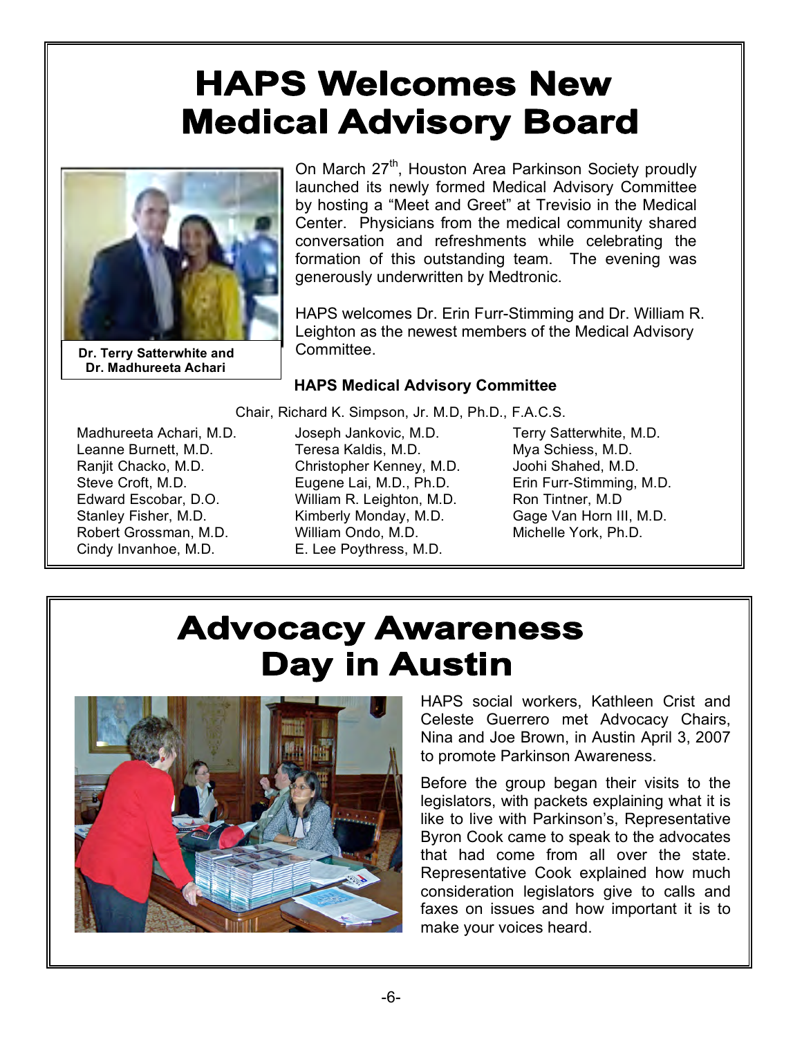# HAPS Welcomes New Medical Advisory Board

Dr. Terry Satterwhite and Dr. Madhureeta Achari

On March 27th, Houston Area Parkinson Society proudly launched its newly formed Medical Advisory Committee by hosting a "Meet and Greet" at Trevisio in the Medical Center. Physicians from the medical community shared conversation and refreshments while celebrating the formation of this outstanding team. The evening was generously underwritten by Medtronic.

HAPS welcomes Dr. Erin Furr-Stimming and Dr. William R. Leighton as the newest members of the Medical Advisory Committee.

### HAPS Medical Advisory Committee

Chair, Richard K. Simpson, Jr. M.D, Ph.D., F.A.C.S.

Madhureeta Achari, M.D.
Leanne Burnett, M.D.
Ranjit Chacko, M.D.
Steve Croft, M.D.
Edward Escobar, D.O.
Stanley Fisher, M.D.
Robert Grossman, M.D.
Cindy Invanhoe, M.D.
Joseph Jankovic, M.D.
Teresa Kaldis, M.D.
Christopher Kenney, M.D.
Eugene Lai, M.D., Ph.D.
William R. Leighton, M.D.
Kimberly Monday, M.D.
William Ondo, M.D.
E. Lee Poythress, M.D.
Terry Satterwhite, M.D.
Mya Schiess, M.D.
Joohi Shahed, M.D.
Erin Furr-Stimming, M.D.
Ron Tintner, M.D
Gage Van Horn III, M.D.
Michelle York, Ph.D.

# Advocacy Awareness Day in Austin

HAPS social workers, Kathleen Crist and Celeste Guerrero met Advocacy Chairs, Nina and Joe Brown, in Austin April 3, 2007 to promote Parkinson Awareness.

Before the group began their visits to the legislators, with packets explaining what it is like to live with Parkinson's, Representative Byron Cook came to speak to the advocates that had come from all over the state. Representative Cook explained how much consideration legislators give to calls and faxes on issues and how important it is to make your voices heard.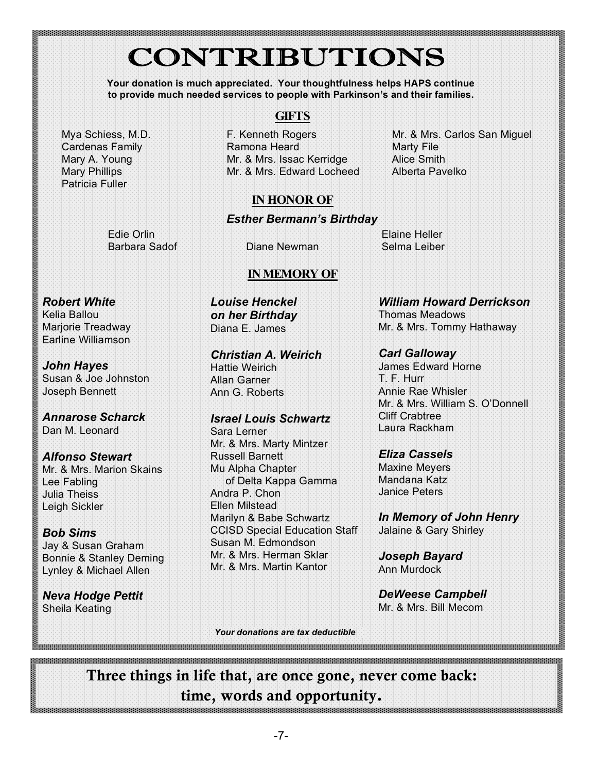# CONTRIBUTIONS

**Your donation is much appreciated. Your thoughtfulness helps HAPS continue to provide much needed services to people with Parkinson's and their families.**

## GIFTS

Mya Schiess, M.D.
Cardenas Family
Mary A. Young
Mary Phillips
Patricia Fuller
F. Kenneth Rogers
Ramona Heard
Mr. & Mrs. Issac Kerridge
Mr. & Mrs. Edward Locheed
Mr. & Mrs. Carlos San Miguel
Marty File
Alice Smith
Alberta Pavelko

## IN HONOR OF

***Esther Bermann's Birthday***

Edie Orlin
Barbara Sadof
Diane Newman
Elaine Heller
Selma Leiber

## IN MEMORY OF

***Robert White***
Kelia Ballou
Marjorie Treadway
Earline Williamson

***John Hayes***
Susan & Joe Johnston
Joseph Bennett

***Annarose Scharck***
Dan M. Leonard

***Alfonso Stewart***
Mr. & Mrs. Marion Skains
Lee Fabling
Julia Theiss
Leigh Sickler

***Bob Sims***
Jay & Susan Graham
Bonnie & Stanley Deming
Lynley & Michael Allen

***Neva Hodge Pettit***
Sheila Keating

***Louise Henckel on her Birthday***
Diana E. James

***Christian A. Weirich***
Hattie Weirich
Allan Garner
Ann G. Roberts

***Israel Louis Schwartz***
Sara Lerner
Mr. & Mrs. Marty Mintzer
Russell Barnett
Mu Alpha Chapter of Delta Kappa Gamma
Andra P. Chon
Ellen Milstead
Marilyn & Babe Schwartz
CCISD Special Education Staff
Susan M. Edmondson
Mr. & Mrs. Herman Sklar
Mr. & Mrs. Martin Kantor

***William Howard Derrickson***
Thomas Meadows
Mr. & Mrs. Tommy Hathaway

***Carl Galloway***
James Edward Horne
T. F. Hurr
Annie Rae Whisler
Mr. & Mrs. William S. O'Donnell
Cliff Crabtree
Laura Rackham

***Eliza Cassels***
Maxine Meyers
Mandana Katz
Janice Peters

***In Memory of John Henry***
Jalaine & Gary Shirley

***Joseph Bayard***
Ann Murdock

***DeWeese Campbell***
Mr. & Mrs. Bill Mecom

***Your donations are tax deductible***

**Three things in life that, are once gone, never come back: time, words and opportunity.**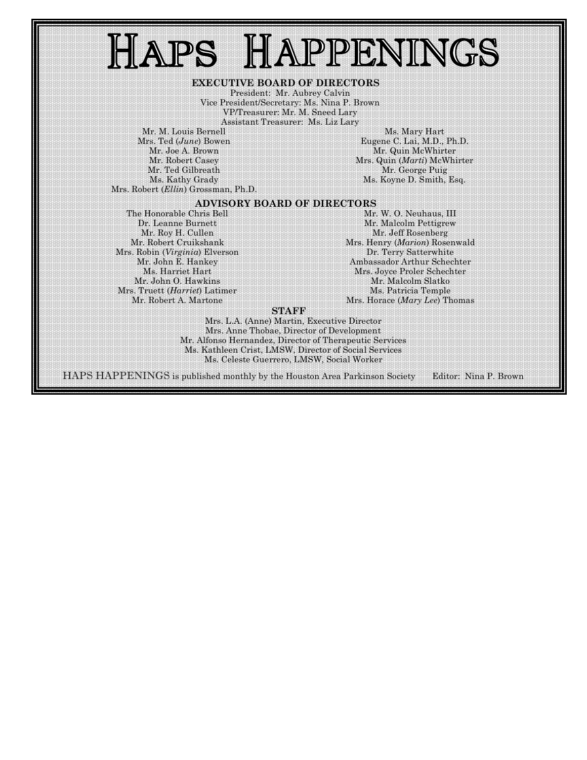# HAPS HAPPENINGS

## EXECUTIVE BOARD OF DIRECTORS

President: Mr. Aubrey Calvin
Vice President/Secretary: Ms. Nina P. Brown
VP/Treasurer: Mr. M. Sneed Lary
Assistant Treasurer: Ms. Liz Lary

Mr. M. Louis Bernell
Mrs. Ted (*June*) Bowen
Mr. Joe A. Brown
Mr. Robert Casey
Mr. Ted Gilbreath
Ms. Kathy Grady
Mrs. Robert (*Ellin*) Grossman, Ph.D.
Ms. Mary Hart
Eugene C. Lai, M.D., Ph.D.
Mr. Quin McWhirter
Mrs. Quin (*Marti*) McWhirter
Mr. George Puig
Ms. Koyne D. Smith, Esq.

## ADVISORY BOARD OF DIRECTORS

The Honorable Chris Bell
Dr. Leanne Burnett
Mr. Roy H. Cullen
Mr. Robert Cruikshank
Mrs. Robin (*Virginia*) Elverson
Mr. John E. Hankey
Ms. Harriet Hart
Mr. John O. Hawkins
Mrs. Truett (*Harriet*) Latimer
Mr. Robert A. Martone
Mr. W. O. Neuhaus, III
Mr. Malcolm Pettigrew
Mr. Jeff Rosenberg
Mrs. Henry (*Marion*) Rosenwald
Dr. Terry Satterwhite
Ambassador Arthur Schechter
Mrs. Joyce Proler Schechter
Mr. Malcolm Slatko
Ms. Patricia Temple
Mrs. Horace (*Mary Lee*) Thomas

## STAFF

Mrs. L.A. (Anne) Martin, Executive Director
Mrs. Anne Thobae, Director of Development
Mr. Alfonso Hernandez, Director of Therapeutic Services
Ms. Kathleen Crist, LMSW, Director of Social Services
Ms. Celeste Guerrero, LMSW, Social Worker

HAPS HAPPENINGS is published monthly by the Houston Area Parkinson Society Editor: Nina P. Brown